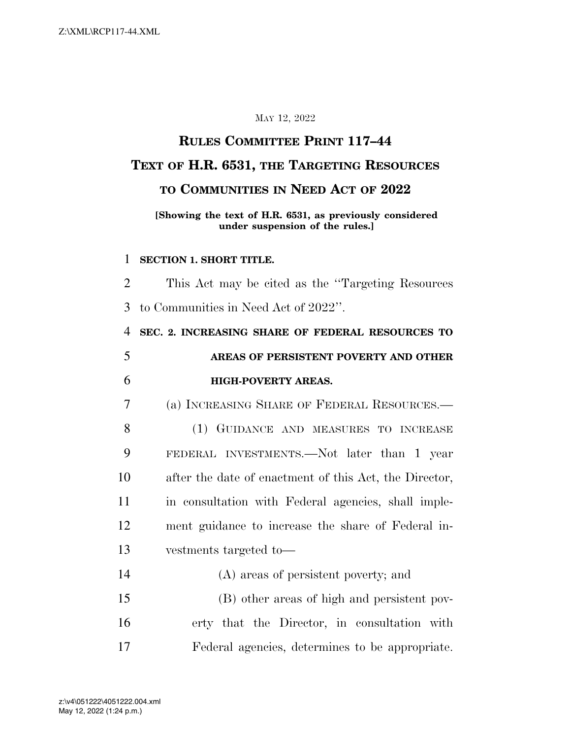May 12, 2022

# RULES COMMITTEE PRINT 117–44

# TEXT OF H.R. 6531, THE TARGETING RESOURCES TO COMMUNITIES IN NEED ACT OF 2022

**[Showing the text of H.R. 6531, as previously considered under suspension of the rules.]**

**SECTION 1. SHORT TITLE.**

This Act may be cited as the ''Targeting Resources to Communities in Need Act of 2022''.

**SEC. 2. INCREASING SHARE OF FEDERAL RESOURCES TO AREAS OF PERSISTENT POVERTY AND OTHER HIGH-POVERTY AREAS.**

(a) INCREASING SHARE OF FEDERAL RESOURCES.—

(1) GUIDANCE AND MEASURES TO INCREASE FEDERAL INVESTMENTS.—Not later than 1 year after the date of enactment of this Act, the Director, in consultation with Federal agencies, shall implement guidance to increase the share of Federal investments targeted to—

(A) areas of persistent poverty; and

(B) other areas of high and persistent poverty that the Director, in consultation with Federal agencies, determines to be appropriate.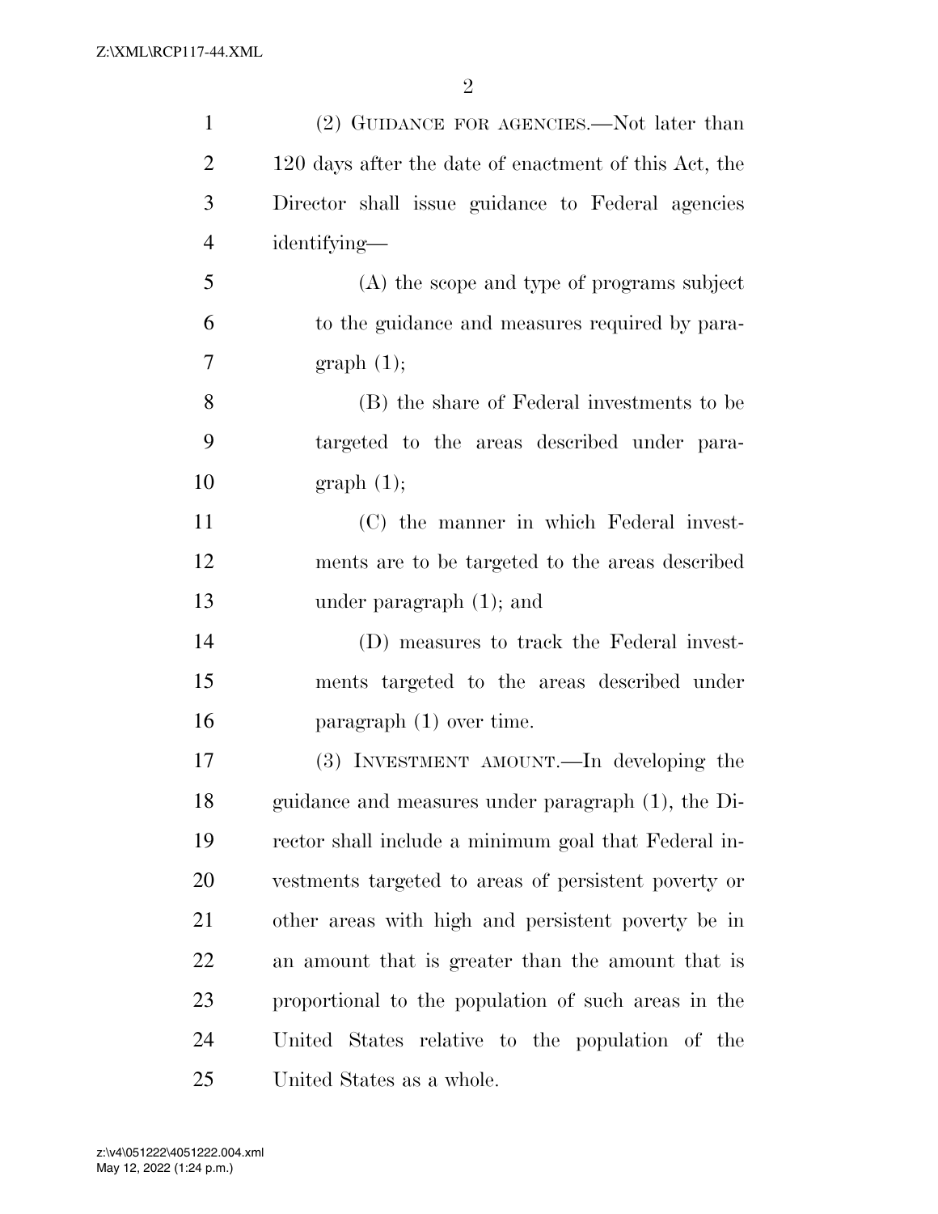(2) GUIDANCE FOR AGENCIES.—Not later than 120 days after the date of enactment of this Act, the Director shall issue guidance to Federal agencies identifying—

(A) the scope and type of programs subject to the guidance and measures required by paragraph (1);

(B) the share of Federal investments to be targeted to the areas described under paragraph (1);

(C) the manner in which Federal investments are to be targeted to the areas described under paragraph (1); and

(D) measures to track the Federal investments targeted to the areas described under paragraph (1) over time.

(3) INVESTMENT AMOUNT.—In developing the guidance and measures under paragraph (1), the Director shall include a minimum goal that Federal investments targeted to areas of persistent poverty or other areas with high and persistent poverty be in an amount that is greater than the amount that is proportional to the population of such areas in the United States relative to the population of the United States as a whole.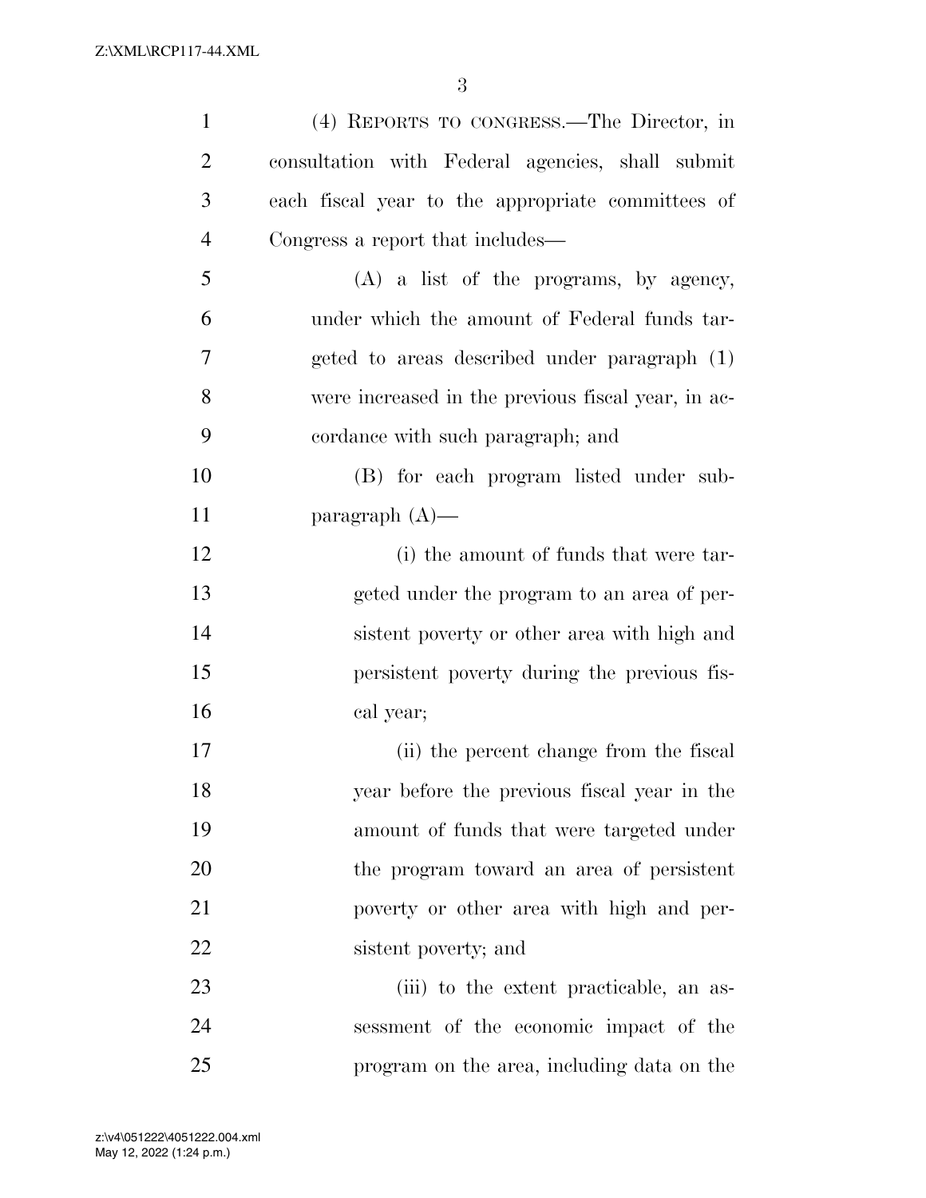(4) REPORTS TO CONGRESS.—The Director, in consultation with Federal agencies, shall submit each fiscal year to the appropriate committees of Congress a report that includes—

(A) a list of the programs, by agency, under which the amount of Federal funds targeted to areas described under paragraph (1) were increased in the previous fiscal year, in accordance with such paragraph; and

(B) for each program listed under subparagraph (A)—

(i) the amount of funds that were targeted under the program to an area of persistent poverty or other area with high and persistent poverty during the previous fiscal year;

(ii) the percent change from the fiscal year before the previous fiscal year in the amount of funds that were targeted under the program toward an area of persistent poverty or other area with high and persistent poverty; and

(iii) to the extent practicable, an assessment of the economic impact of the program on the area, including data on the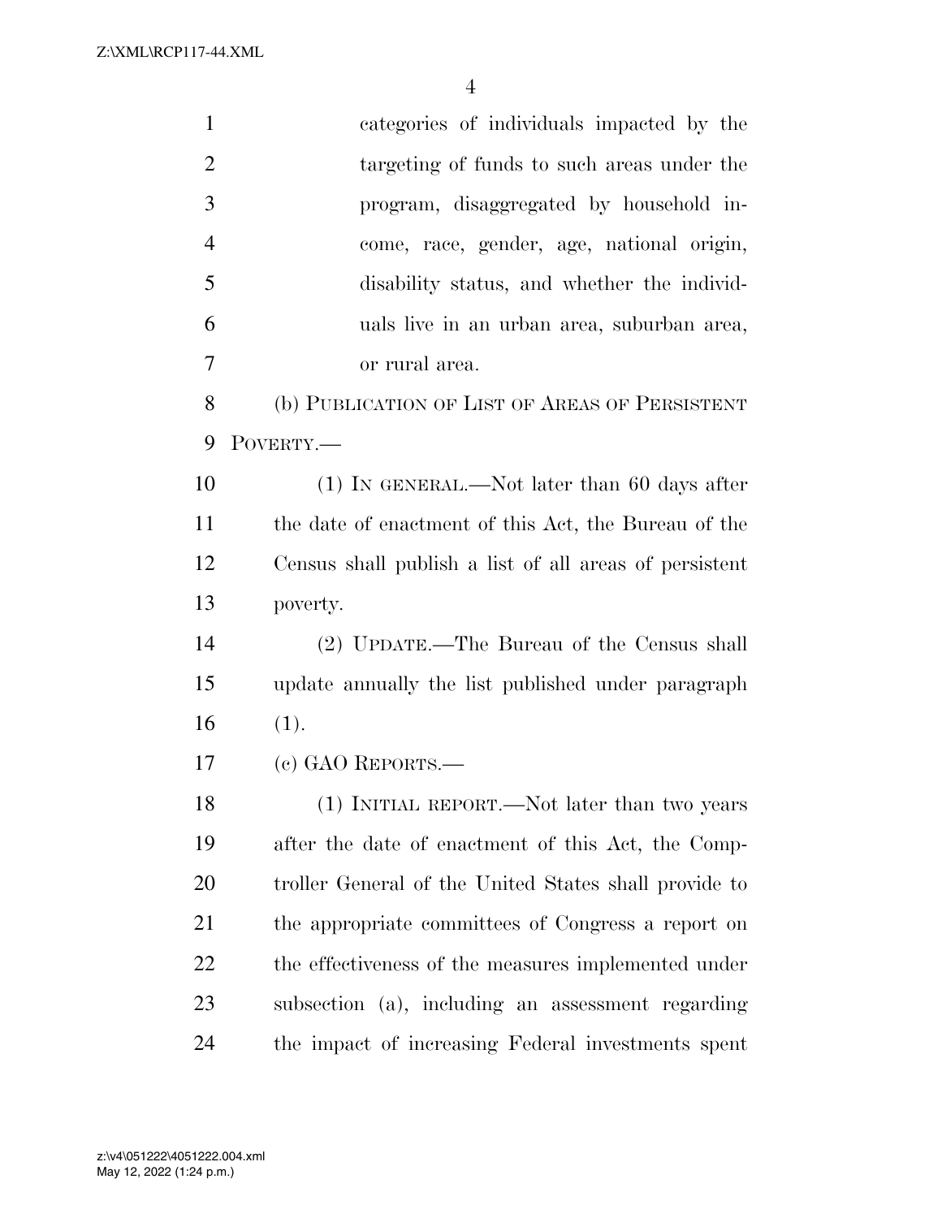categories of individuals impacted by the targeting of funds to such areas under the program, disaggregated by household income, race, gender, age, national origin, disability status, and whether the individuals live in an urban area, suburban area, or rural area.

(b) PUBLICATION OF LIST OF AREAS OF PERSISTENT POVERTY.—

(1) IN GENERAL.—Not later than 60 days after the date of enactment of this Act, the Bureau of the Census shall publish a list of all areas of persistent poverty.

(2) UPDATE.—The Bureau of the Census shall update annually the list published under paragraph (1).

(c) GAO REPORTS.—

(1) INITIAL REPORT.—Not later than two years after the date of enactment of this Act, the Comptroller General of the United States shall provide to the appropriate committees of Congress a report on the effectiveness of the measures implemented under subsection (a), including an assessment regarding the impact of increasing Federal investments spent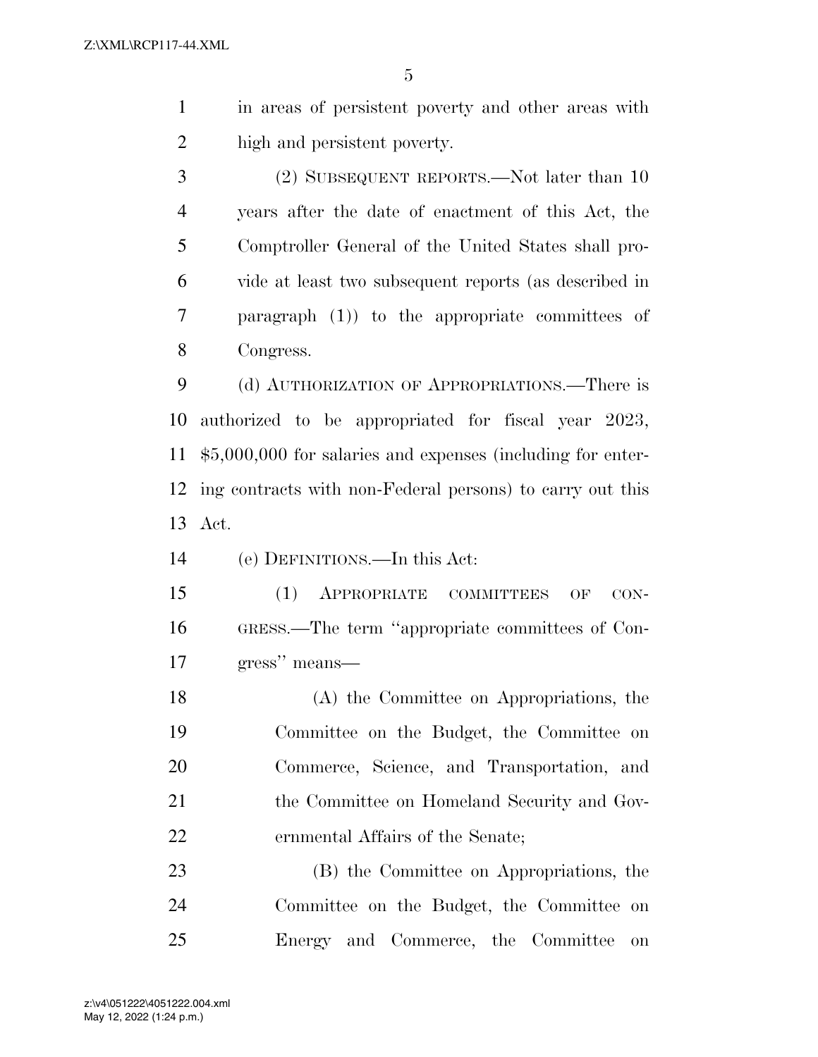in areas of persistent poverty and other areas with high and persistent poverty.

(2) SUBSEQUENT REPORTS.—Not later than 10 years after the date of enactment of this Act, the Comptroller General of the United States shall provide at least two subsequent reports (as described in paragraph (1)) to the appropriate committees of Congress.

(d) AUTHORIZATION OF APPROPRIATIONS.—There is authorized to be appropriated for fiscal year 2023, $5,000,000 for salaries and expenses (including for entering contracts with non-Federal persons) to carry out this Act.

(e) DEFINITIONS.—In this Act:

(1) APPROPRIATE COMMITTEES OF CONGRESS.—The term ''appropriate committees of Congress'' means—

(A) the Committee on Appropriations, the Committee on the Budget, the Committee on Commerce, Science, and Transportation, and the Committee on Homeland Security and Governmental Affairs of the Senate;

(B) the Committee on Appropriations, the Committee on the Budget, the Committee on Energy and Commerce, the Committee on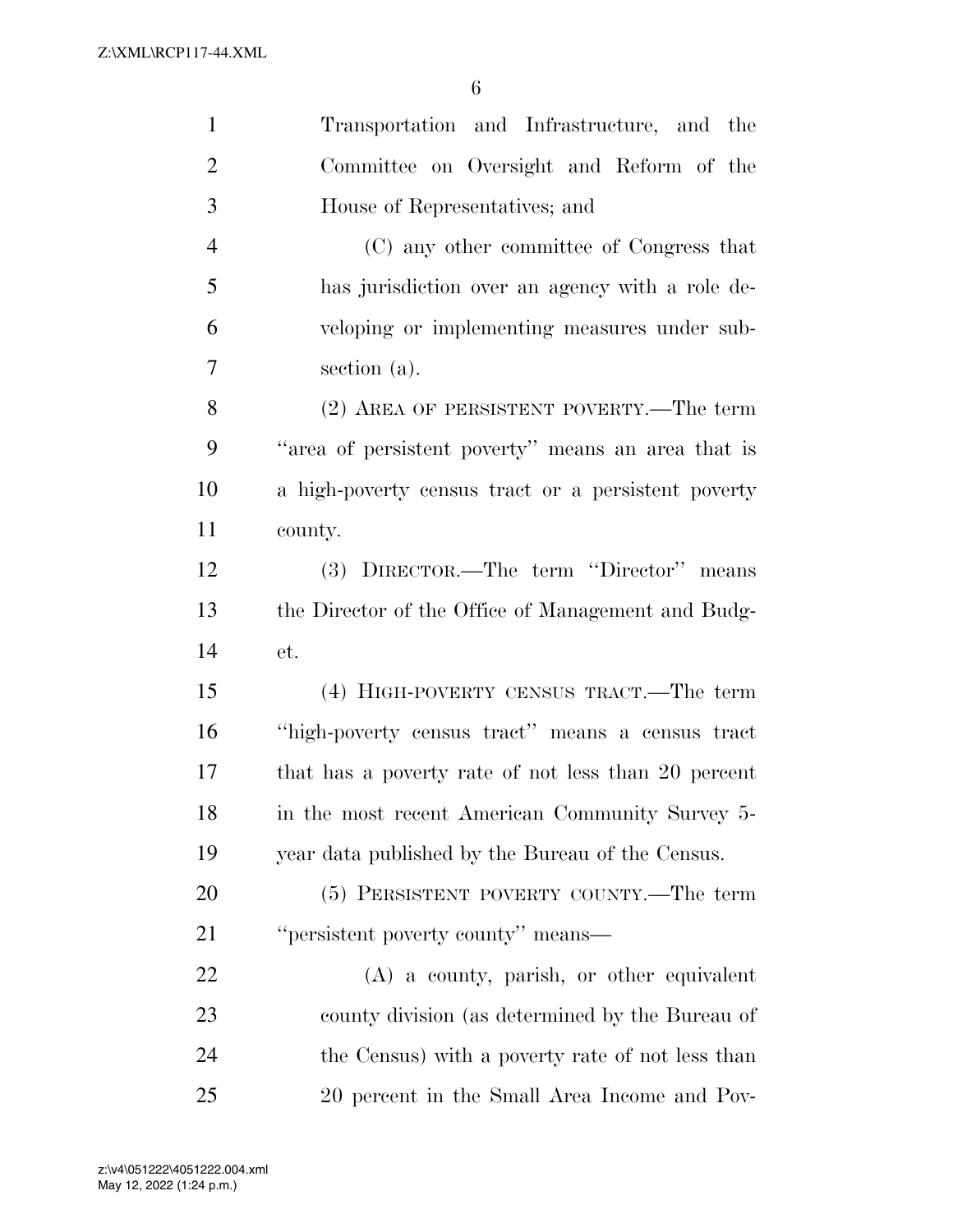Transportation and Infrastructure, and the Committee on Oversight and Reform of the House of Representatives; and

(C) any other committee of Congress that has jurisdiction over an agency with a role developing or implementing measures under subsection (a).

(2) AREA OF PERSISTENT POVERTY.—The term ''area of persistent poverty'' means an area that is a high-poverty census tract or a persistent poverty county.

(3) DIRECTOR.—The term ''Director'' means the Director of the Office of Management and Budget.

(4) HIGH-POVERTY CENSUS TRACT.—The term ''high-poverty census tract'' means a census tract that has a poverty rate of not less than 20 percent in the most recent American Community Survey 5-year data published by the Bureau of the Census.

(5) PERSISTENT POVERTY COUNTY.—The term ''persistent poverty county'' means—

(A) a county, parish, or other equivalent county division (as determined by the Bureau of the Census) with a poverty rate of not less than 20 percent in the Small Area Income and Pov-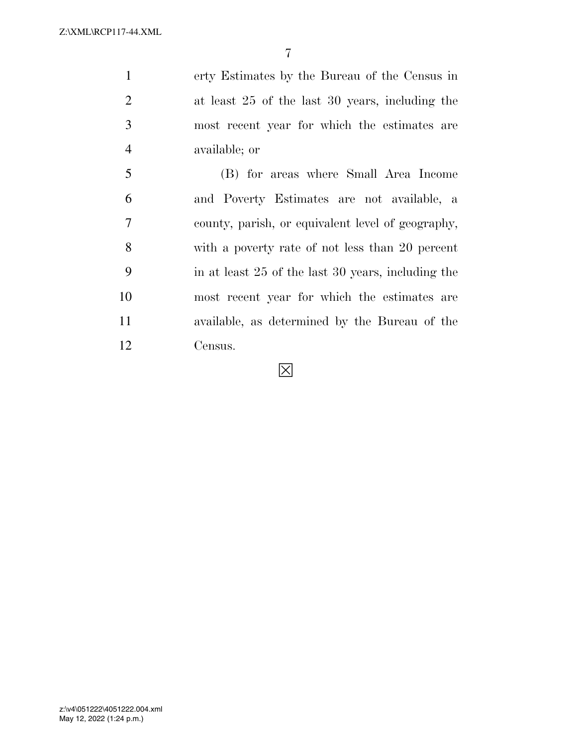erty Estimates by the Bureau of the Census in at least 25 of the last 30 years, including the most recent year for which the estimates are available; or

(B) for areas where Small Area Income and Poverty Estimates are not available, a county, parish, or equivalent level of geography, with a poverty rate of not less than 20 percent in at least 25 of the last 30 years, including the most recent year for which the estimates are available, as determined by the Bureau of the Census.